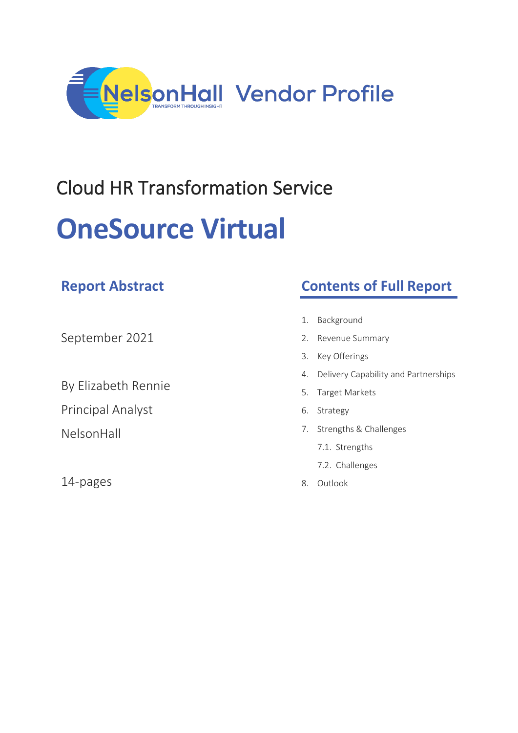NelsonHall Vendor Profile

# Cloud HR Transformation Service

# OneSource Virtual

## Report Abstract

September 2021

By Elizabeth Rennie

Principal Analyst

NelsonHall

14-pages

## Contents of Full Report

1. Background
2. Revenue Summary
3. Key Offerings
4. Delivery Capability and Partnerships
5. Target Markets
6. Strategy
7. Strengths & Challenges
   7.1. Strengths
   7.2. Challenges
8. Outlook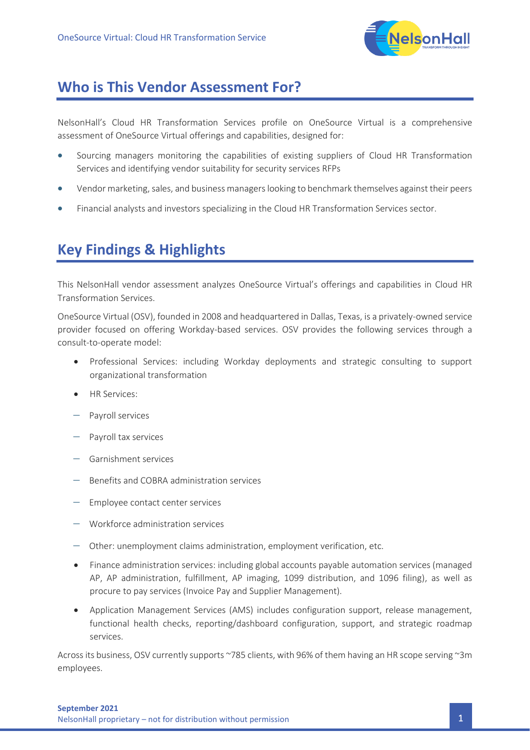## Who is This Vendor Assessment For?

NelsonHall's Cloud HR Transformation Services profile on OneSource Virtual is a comprehensive assessment of OneSource Virtual offerings and capabilities, designed for:

- Sourcing managers monitoring the capabilities of existing suppliers of Cloud HR Transformation Services and identifying vendor suitability for security services RFPs
- Vendor marketing, sales, and business managers looking to benchmark themselves against their peers
- Financial analysts and investors specializing in the Cloud HR Transformation Services sector.

## Key Findings & Highlights

This NelsonHall vendor assessment analyzes OneSource Virtual's offerings and capabilities in Cloud HR Transformation Services.

OneSource Virtual (OSV), founded in 2008 and headquartered in Dallas, Texas, is a privately-owned service provider focused on offering Workday-based services. OSV provides the following services through a consult-to-operate model:

- Professional Services: including Workday deployments and strategic consulting to support organizational transformation
- HR Services:
  - Payroll services
  - Payroll tax services
  - Garnishment services
  - Benefits and COBRA administration services
  - Employee contact center services
  - Workforce administration services
  - Other: unemployment claims administration, employment verification, etc.
- Finance administration services: including global accounts payable automation services (managed AP, AP administration, fulfillment, AP imaging, 1099 distribution, and 1096 filing), as well as procure to pay services (Invoice Pay and Supplier Management).
- Application Management Services (AMS) includes configuration support, release management, functional health checks, reporting/dashboard configuration, support, and strategic roadmap services.

Across its business, OSV currently supports ~785 clients, with 96% of them having an HR scope serving ~3m employees.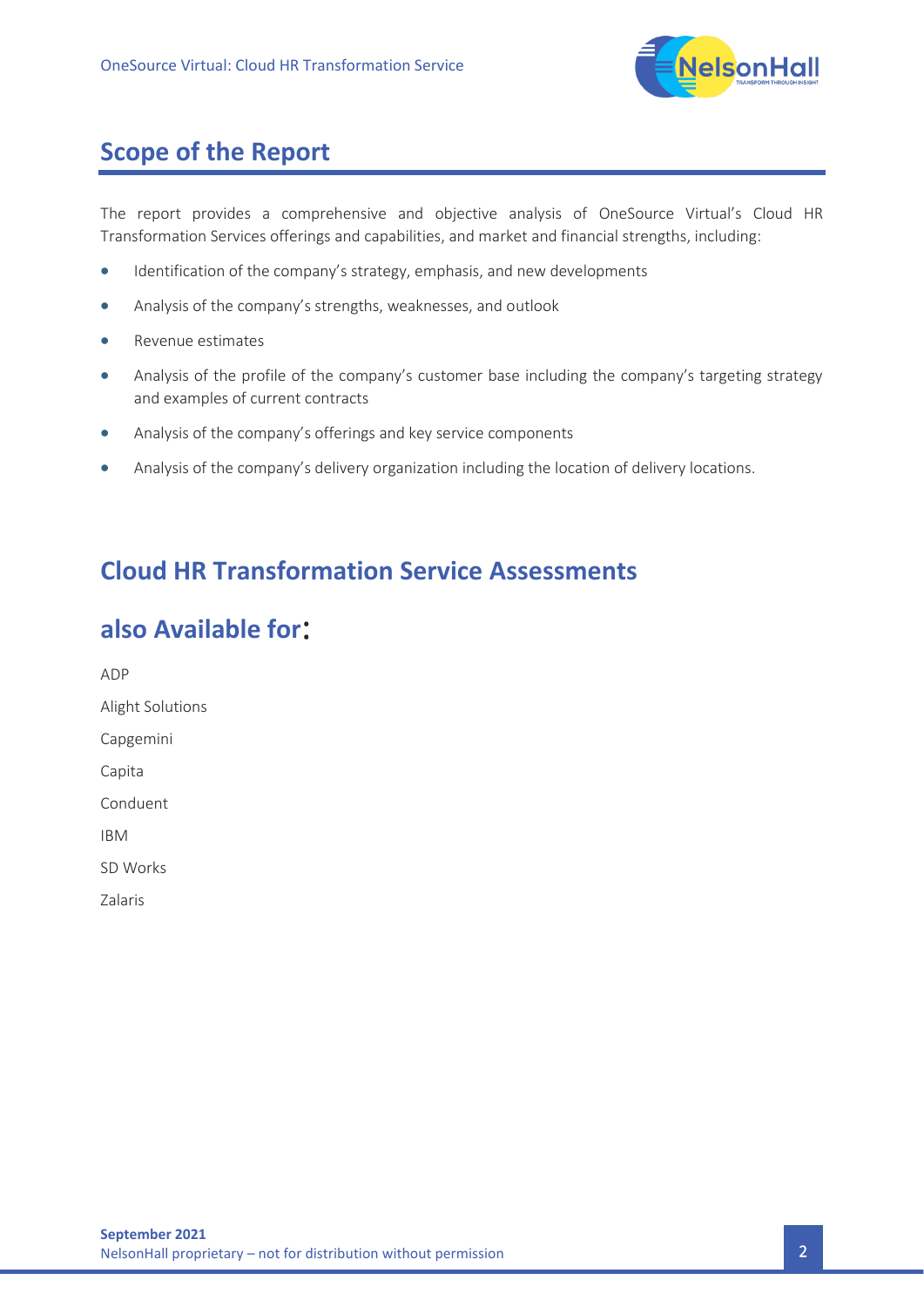## Scope of the Report

The report provides a comprehensive and objective analysis of OneSource Virtual's Cloud HR Transformation Services offerings and capabilities, and market and financial strengths, including:

- Identification of the company's strategy, emphasis, and new developments
- Analysis of the company's strengths, weaknesses, and outlook
- Revenue estimates
- Analysis of the profile of the company's customer base including the company's targeting strategy and examples of current contracts
- Analysis of the company's offerings and key service components
- Analysis of the company's delivery organization including the location of delivery locations.

## Cloud HR Transformation Service Assessments also Available for:

ADP

Alight Solutions

Capgemini

Capita

Conduent

IBM

SD Works

Zalaris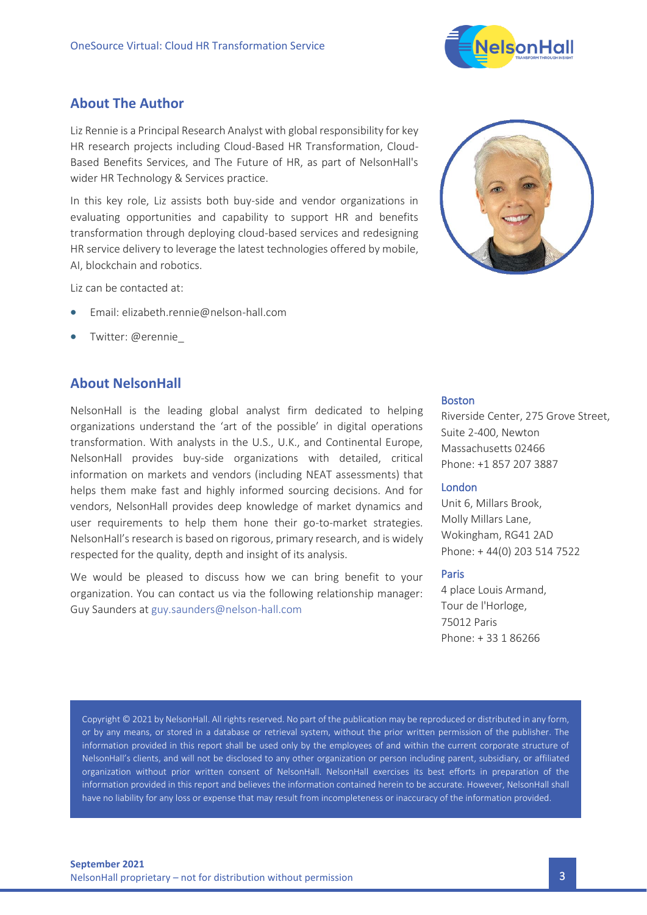## About The Author

Liz Rennie is a Principal Research Analyst with global responsibility for key HR research projects including Cloud-Based HR Transformation, Cloud-Based Benefits Services, and The Future of HR, as part of NelsonHall's wider HR Technology & Services practice.

In this key role, Liz assists both buy-side and vendor organizations in evaluating opportunities and capability to support HR and benefits transformation through deploying cloud-based services and redesigning HR service delivery to leverage the latest technologies offered by mobile, AI, blockchain and robotics.

Liz can be contacted at:

- Email: elizabeth.rennie@nelson-hall.com
- Twitter: @erennie_

## About NelsonHall

NelsonHall is the leading global analyst firm dedicated to helping organizations understand the 'art of the possible' in digital operations transformation. With analysts in the U.S., U.K., and Continental Europe, NelsonHall provides buy-side organizations with detailed, critical information on markets and vendors (including NEAT assessments) that helps them make fast and highly informed sourcing decisions. And for vendors, NelsonHall provides deep knowledge of market dynamics and user requirements to help them hone their go-to-market strategies. NelsonHall's research is based on rigorous, primary research, and is widely respected for the quality, depth and insight of its analysis.

We would be pleased to discuss how we can bring benefit to your organization. You can contact us via the following relationship manager: Guy Saunders at guy.saunders@nelson-hall.com

**Boston**
Riverside Center, 275 Grove Street, Suite 2-400, Newton
Massachusetts 02466
Phone: +1 857 207 3887

**London**
Unit 6, Millars Brook,
Molly Millars Lane,
Wokingham, RG41 2AD
Phone: + 44(0) 203 514 7522

**Paris**
4 place Louis Armand,
Tour de l'Horloge,
75012 Paris
Phone: + 33 1 86266

Copyright © 2021 by NelsonHall. All rights reserved. No part of the publication may be reproduced or distributed in any form, or by any means, or stored in a database or retrieval system, without the prior written permission of the publisher. The information provided in this report shall be used only by the employees of and within the current corporate structure of NelsonHall's clients, and will not be disclosed to any other organization or person including parent, subsidiary, or affiliated organization without prior written consent of NelsonHall. NelsonHall exercises its best efforts in preparation of the information provided in this report and believes the information contained herein to be accurate. However, NelsonHall shall have no liability for any loss or expense that may result from incompleteness or inaccuracy of the information provided.